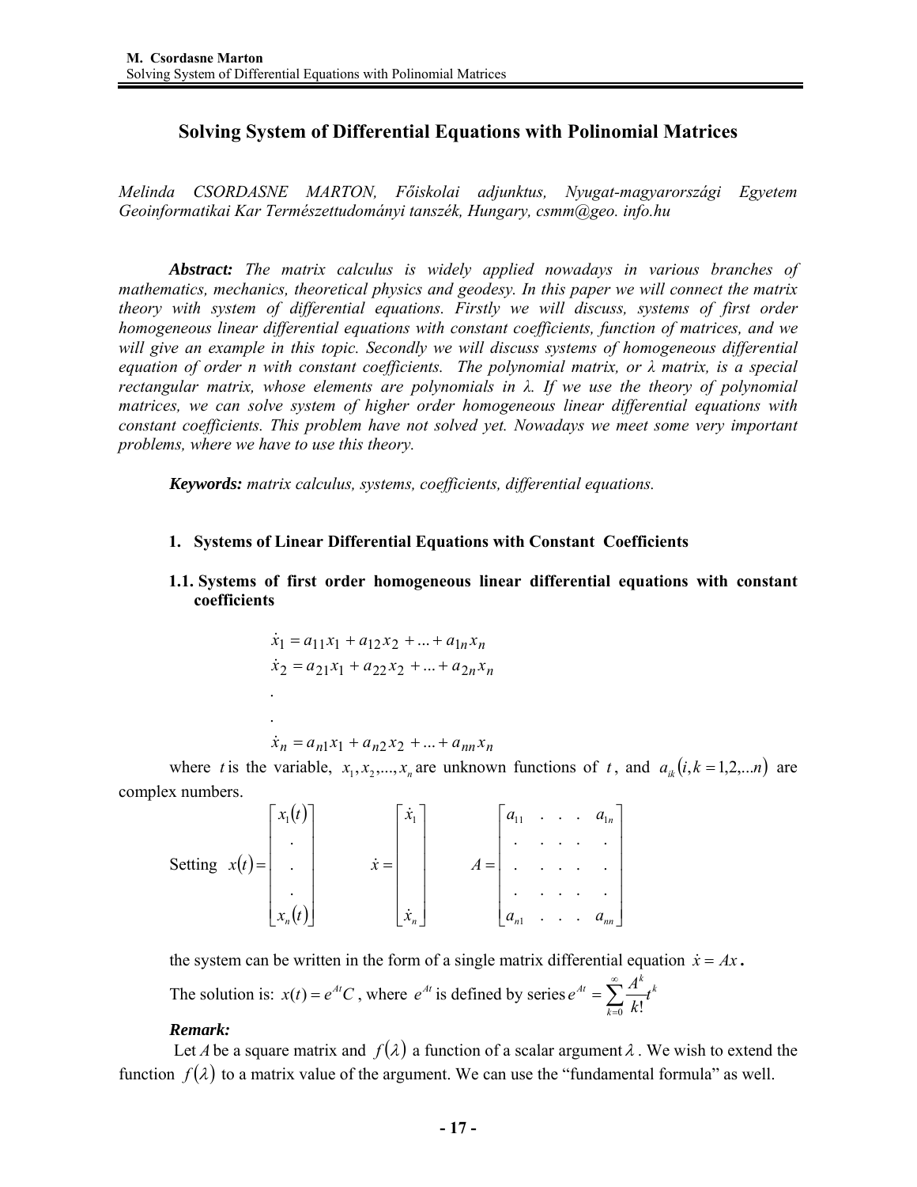# Solving System of Differential Equations with Polinomial Matrices

*Melinda CSORDASNE MARTON, Főiskolai adjunktus, Nyugat-magyarországi Egyetem Geoinformatikai Kar Természettudományi tanszék, Hungary, csmm@geo. info.hu*

***Abstract:*** *The matrix calculus is widely applied nowadays in various branches of mathematics, mechanics, theoretical physics and geodesy. In this paper we will connect the matrix theory with system of differential equations. Firstly we will discuss, systems of first order homogeneous linear differential equations with constant coefficients, function of matrices, and we will give an example in this topic. Secondly we will discuss systems of homogeneous differential equation of order n with constant coefficients. The polynomial matrix, or λ matrix, is a special rectangular matrix, whose elements are polynomials in λ. If we use the theory of polynomial matrices, we can solve system of higher order homogeneous linear differential equations with constant coefficients. This problem have not solved yet. Nowadays we meet some very important problems, where we have to use this theory.*

***Keywords:*** *matrix calculus, systems, coefficients, differential equations.*

## 1. Systems of Linear Differential Equations with Constant Coefficients

### 1.1. Systems of first order homogeneous linear differential equations with constant coefficients

$$
\begin{aligned}
\dot{x}_1 &= a_{11}x_1 + a_{12}x_2 + \ldots + a_{1n}x_n \\
\dot{x}_2 &= a_{21}x_1 + a_{22}x_2 + \ldots + a_{2n}x_n \\
&. \\
&. \\
\dot{x}_n &= a_{n1}x_1 + a_{n2}x_2 + \ldots + a_{nn}x_n
\end{aligned}
$$

where $t$ is the variable, $x_1, x_2, ..., x_n$ are unknown functions of $t$, and $a_{ik}\left(i,k = 1,2,...n\right)$ are complex numbers.

Setting
$$
x(t) = \begin{bmatrix} x_1(t) \\ . \\ . \\ . \\ x_n(t) \end{bmatrix} \qquad \dot{x} = \begin{bmatrix} \dot{x}_1 \\ \\ \\ \\ \dot{x}_n \end{bmatrix} \qquad A = \begin{bmatrix} a_{11} & . & . & . & a_{1n} \\ . & . & . & . & . \\ . & . & . & . & . \\ . & . & . & . & . \\ a_{n1} & . & . & . & a_{nn} \end{bmatrix}
$$

the system can be written in the form of a single matrix differential equation $\dot{x} = Ax$ **.**

The solution is: $x(t) = e^{At}C$ , where $e^{At}$ is defined by series $e^{At} = \sum_{k=0}^{\infty} \frac{A^k}{k!} t^k$

***Remark:***

Let $A$ be a square matrix and $f(\lambda)$ a function of a scalar argument $\lambda$ . We wish to extend the function $f(\lambda)$ to a matrix value of the argument. We can use the "fundamental formula" as well.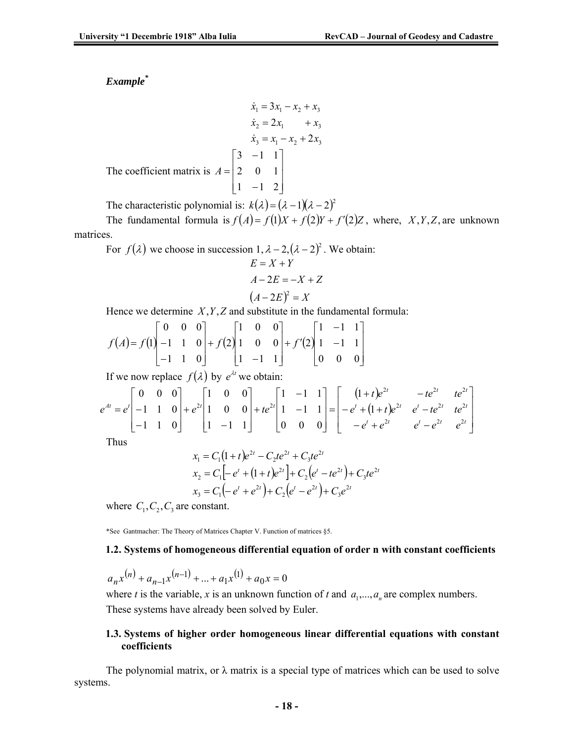***Example*** [*]

$$\dot{x}_1 = 3x_1 - x_2 + x_3$$
$$\dot{x}_2 = 2x_1 \quad + x_3$$
$$\dot{x}_3 = x_1 - x_2 + 2x_3$$

The coefficient matrix is $A = \begin{bmatrix} 3 & -1 & 1 \\ 2 & 0 & 1 \\ 1 & -1 & 2 \end{bmatrix}$

The characteristic polynomial is: $k(\lambda) = (\lambda - 1)(\lambda - 2)^2$

The fundamental formula is $f(A) = f(1)X + f(2)Y + f'(2)Z$, where, $X, Y, Z$, are unknown matrices.

For $f(\lambda)$ we choose in succession $1, \lambda - 2, (\lambda - 2)^2$. We obtain:

$$E = X + Y$$
$$A - 2E = -X + Z$$
$$(A - 2E)^2 = X$$

Hence we determine $X, Y, Z$ and substitute in the fundamental formula:

$$f(A) = f(1)\begin{bmatrix} 0 & 0 & 0 \\ -1 & 1 & 0 \\ -1 & 1 & 0 \end{bmatrix} + f(2)\begin{bmatrix} 1 & 0 & 0 \\ 1 & 0 & 0 \\ 1 & -1 & 1 \end{bmatrix} + f'(2)\begin{bmatrix} 1 & -1 & 1 \\ 1 & -1 & 1 \\ 0 & 0 & 0 \end{bmatrix}$$

If we now replace $f(\lambda)$ by $e^{\lambda t}$ we obtain:

$$e^{At} = e^{t}\begin{bmatrix} 0 & 0 & 0 \\ -1 & 1 & 0 \\ -1 & 1 & 0 \end{bmatrix} + e^{2t}\begin{bmatrix} 1 & 0 & 0 \\ 1 & 0 & 0 \\ 1 & -1 & 1 \end{bmatrix} + te^{2t}\begin{bmatrix} 1 & -1 & 1 \\ 1 & -1 & 1 \\ 0 & 0 & 0 \end{bmatrix} = \begin{bmatrix} (1+t)e^{2t} & -te^{2t} & te^{2t} \\ -e^{t} + (1+t)e^{2t} & e^{t} - te^{2t} & te^{2t} \\ -e^{t} + e^{2t} & e^{t} - e^{2t} & e^{2t} \end{bmatrix}$$

Thus

$$x_1 = C_1(1+t)e^{2t} - C_2 te^{2t} + C_3 te^{2t}$$
$$x_2 = C_1\left[-e^{t} + (1+t)e^{2t}\right] + C_2\left(e^{t} - te^{2t}\right) + C_3 te^{2t}$$
$$x_3 = C_1\left(-e^{t} + e^{2t}\right) + C_2\left(e^{t} - e^{2t}\right) + C_3 e^{2t}$$

where $C_1, C_2, C_3$ are constant.

*See Gantmacher: The Theory of Matrices Chapter V. Function of matrices §5.

### 1.2. Systems of homogeneous differential equation of order n with constant coefficients

$$a_n x^{(n)} + a_{n-1}x^{(n-1)} + \dots + a_1 x^{(1)} + a_0 x = 0$$

where *t* is the variable, *x* is an unknown function of *t* and $a_1, \dots, a_n$ are complex numbers.

These systems have already been solved by Euler.

### 1.3. Systems of higher order homogeneous linear differential equations with constant coefficients

The polynomial matrix, or λ matrix is a special type of matrices which can be used to solve systems.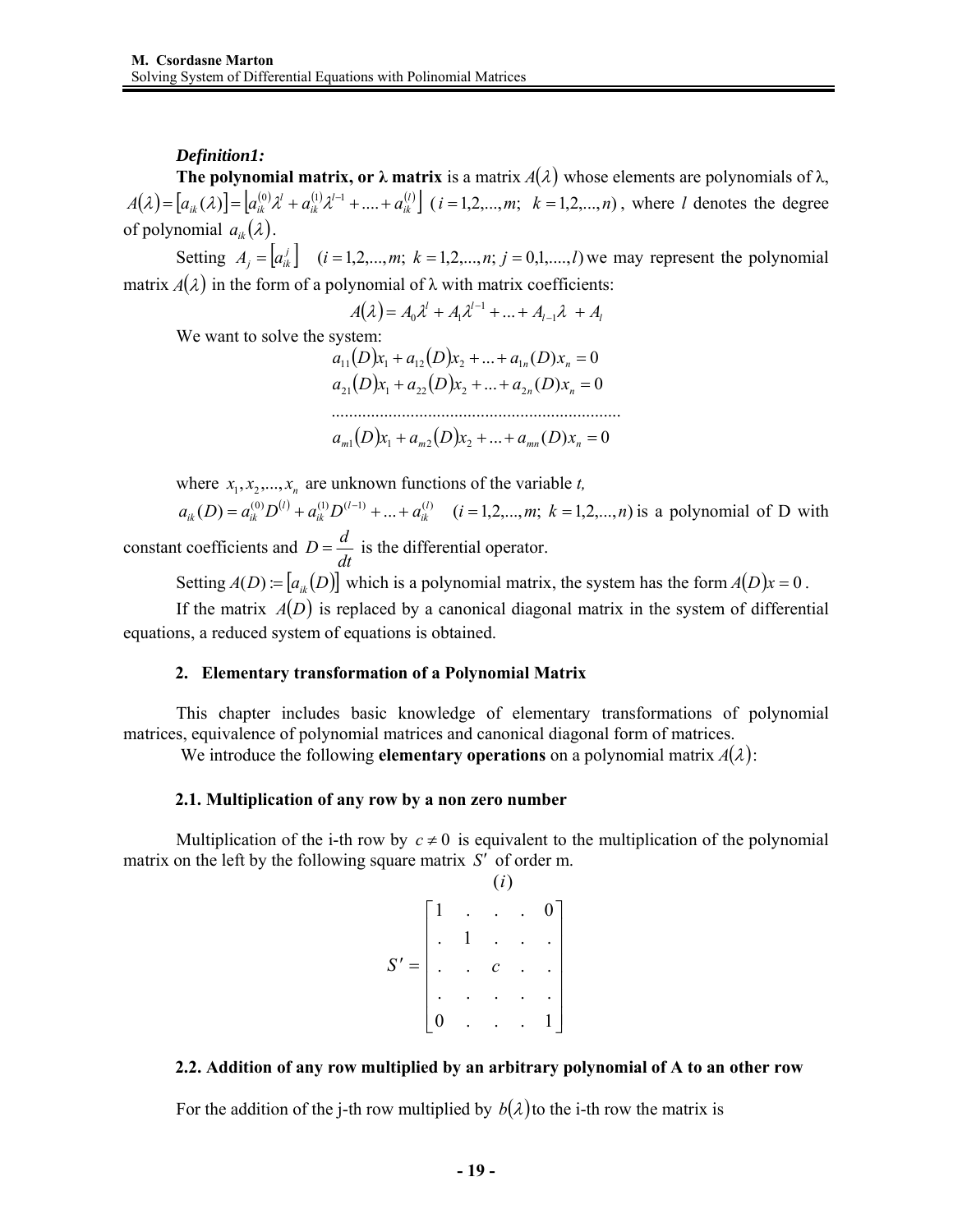***Definition1:***

**The polynomial matrix, or λ matrix** is a matrix $A(\lambda)$ whose elements are polynomials of λ, $A(\lambda)=[a_{ik}(\lambda)]=\left[a_{ik}^{(0)}\lambda^{l}+a_{ik}^{(1)}\lambda^{l-1}+....+a_{ik}^{(l)}\right]$ $(i=1,2,...,m;\ \ k=1,2,...,n)$, where $l$ denotes the degree of polynomial $a_{ik}(\lambda)$.

Setting $A_j=\left[a_{ik}^{j}\right]$ $(i=1,2,...,m;\ k=1,2,...,n;\ j=0,1,....,l)$ we may represent the polynomial matrix $A(\lambda)$ in the form of a polynomial of λ with matrix coefficients:

$$A(\lambda)=A_0\lambda^{l}+A_1\lambda^{l-1}+...+A_{l-1}\lambda\ +A_l$$

We want to solve the system:

$$
\begin{aligned}
&a_{11}(D)x_1+a_{12}(D)x_2+...+a_{1n}(D)x_n=0\\
&a_{21}(D)x_1+a_{22}(D)x_2+...+a_{2n}(D)x_n=0\\
&\dots\dots\dots\dots\dots\dots\dots\dots\dots\dots\dots\dots\dots\dots\\
&a_{m1}(D)x_1+a_{m2}(D)x_2+...+a_{mn}(D)x_n=0
\end{aligned}
$$

where $x_1,x_2,...,x_n$ are unknown functions of the variable *t,*

$a_{ik}(D)=a_{ik}^{(0)}D^{(l)}+a_{ik}^{(1)}D^{(l-1)}+...+a_{ik}^{(l)}$ $\quad(i=1,2,...,m;\ k=1,2,...,n)$ is a polynomial of D with constant coefficients and $D=\dfrac{d}{dt}$ is the differential operator.

Setting $A(D):=[a_{ik}(D)]$ which is a polynomial matrix, the system has the form $A(D)x=0$.

If the matrix $A(D)$ is replaced by a canonical diagonal matrix in the system of differential equations, a reduced system of equations is obtained.

## 2. Elementary transformation of a Polynomial Matrix

This chapter includes basic knowledge of elementary transformations of polynomial matrices, equivalence of polynomial matrices and canonical diagonal form of matrices.

We introduce the following **elementary operations** on a polynomial matrix $A(\lambda)$:

### 2.1. Multiplication of any row by a non zero number

Multiplication of the i-th row by $c\neq 0$ is equivalent to the multiplication of the polynomial matrix on the left by the following square matrix $S'$ of order m.

$$
S'=\begin{bmatrix}
1 & . & . & . & 0\\
. & 1 & . & . & .\\
. & . & c & . & .\\
. & . & . & . & .\\
0 & . & . & . & 1
\end{bmatrix}
\quad \text{(column } (i) \text{ contains } c\text{)}
$$

### 2.2. Addition of any row multiplied by an arbitrary polynomial of A to an other row

For the addition of the j-th row multiplied by $b(\lambda)$ to the i-th row the matrix is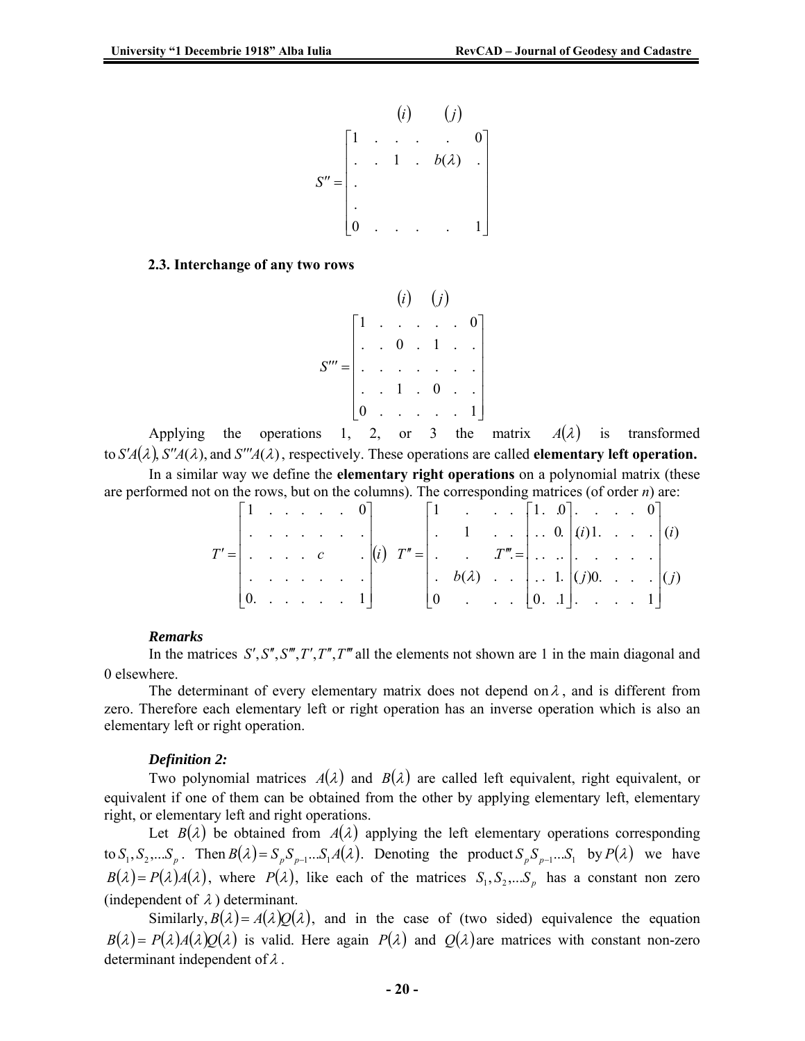$$S'' = \begin{bmatrix} 1 & . & . & . & . & 0 \\ . & . & 1 & . & b(\lambda) & . \\ . & & & & & \\ . & & & & & \\ 0 & . & . & . & . & 1 \end{bmatrix}$$

(columns $(i)$ and $(j)$ marked above)

**2.3. Interchange of any two rows**

$$S''' = \begin{bmatrix} 1 & . & . & . & . & . & 0 \\ . & . & 0 & . & 1 & . & . \\ . & . & . & . & . & . & . \\ . & . & 1 & . & 0 & . & . \\ 0 & . & . & . & . & . & 1 \end{bmatrix}$$

(columns $(i)$ and $(j)$ marked above)

Applying the operations 1, 2, or 3 the matrix $A(\lambda)$ is transformed to $S'A(\lambda)$, $S''A(\lambda)$, and $S'''A(\lambda)$, respectively. These operations are called **elementary left operation.**

In a similar way we define the **elementary right operations** on a polynomial matrix (these are performed not on the rows, but on the columns). The corresponding matrices (of order $n$) are:

$$T' = \begin{bmatrix} 1 & . & . & . & . & . & 0 \\ . & . & . & . & . & . & . \\ . & . & . & . & c & & . \\ . & . & . & . & . & . & . \\ 0. & . & . & . & . & . & 1 \end{bmatrix} (i) \quad T'' = \begin{bmatrix} 1 & . & . & . \\ . & 1 & . & . \\ . & . & . & . \\ . & b(\lambda) & . & . \\ 0 & . & . & . \end{bmatrix} \quad T''' = \begin{bmatrix} 1 & . & 0 & . & . & . & . & 0 \\ . & . & 0 & (i)1 & . & . & . & . \\ . & . & . & . & . & . & . & . \\ . & . & 1 & (j)0 & . & . & . & . \\ 0 & . & 1 & . & . & . & . & 1 \end{bmatrix} \begin{matrix} \\ (i) \\ \\ (j) \\ \\ \end{matrix}$$

***Remarks***

In the matrices $S', S'', S''', T', T'', T'''$ all the elements not shown are 1 in the main diagonal and 0 elsewhere.

The determinant of every elementary matrix does not depend on $\lambda$, and is different from zero. Therefore each elementary left or right operation has an inverse operation which is also an elementary left or right operation.

***Definition 2:***

Two polynomial matrices $A(\lambda)$ and $B(\lambda)$ are called left equivalent, right equivalent, or equivalent if one of them can be obtained from the other by applying elementary left, elementary right, or elementary left and right operations.

Let $B(\lambda)$ be obtained from $A(\lambda)$ applying the left elementary operations corresponding to $S_1, S_2, ... S_p$. Then $B(\lambda) = S_p S_{p-1} ... S_1 A(\lambda)$. Denoting the product $S_p S_{p-1} ... S_1$ by $P(\lambda)$ we have $B(\lambda) = P(\lambda)A(\lambda)$, where $P(\lambda)$, like each of the matrices $S_1, S_2, ... S_p$ has a constant non zero (independent of $\lambda$) determinant.

Similarly, $B(\lambda) = A(\lambda)Q(\lambda)$, and in the case of (two sided) equivalence the equation $B(\lambda) = P(\lambda)A(\lambda)Q(\lambda)$ is valid. Here again $P(\lambda)$ and $Q(\lambda)$ are matrices with constant non-zero determinant independent of $\lambda$.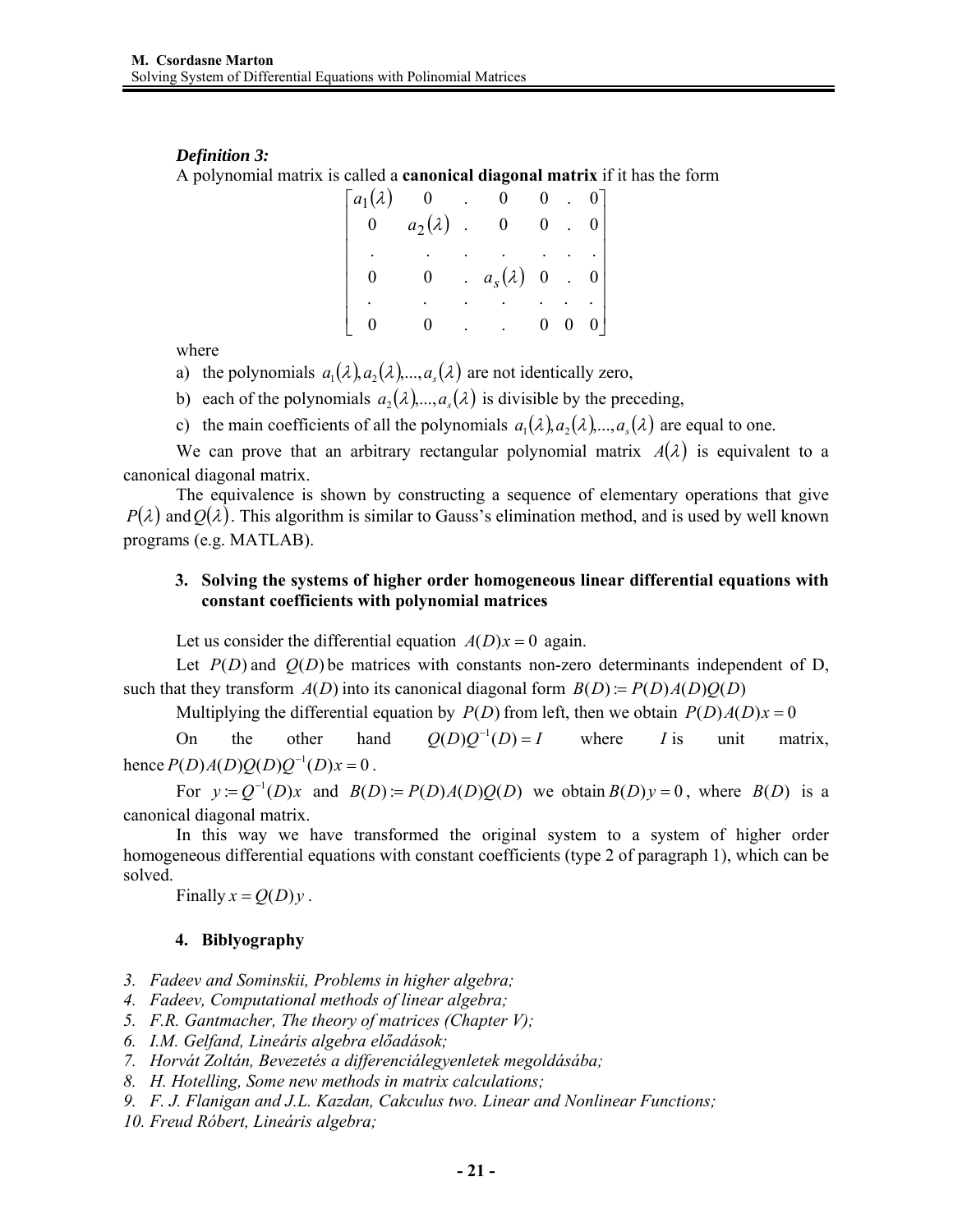***Definition 3:***

A polynomial matrix is called a **canonical diagonal matrix** if it has the form

$$\begin{bmatrix} a_1(\lambda) & 0 & . & 0 & 0 & . & 0 \\ 0 & a_2(\lambda) & . & 0 & 0 & . & 0 \\ . & . & . & . & . & . & . \\ 0 & 0 & . & a_s(\lambda) & 0 & . & 0 \\ . & . & . & . & . & . & . \\ 0 & 0 & . & . & 0 & 0 & 0 \end{bmatrix}$$

where

a) the polynomials $a_1(\lambda), a_2(\lambda), ..., a_s(\lambda)$ are not identically zero,

b) each of the polynomials $a_2(\lambda), ..., a_s(\lambda)$ is divisible by the preceding,

c) the main coefficients of all the polynomials $a_1(\lambda), a_2(\lambda), ..., a_s(\lambda)$ are equal to one.

We can prove that an arbitrary rectangular polynomial matrix $A(\lambda)$ is equivalent to a canonical diagonal matrix.

The equivalence is shown by constructing a sequence of elementary operations that give $P(\lambda)$ and $Q(\lambda)$. This algorithm is similar to Gauss's elimination method, and is used by well known programs (e.g. MATLAB).

### 3. Solving the systems of higher order homogeneous linear differential equations with constant coefficients with polynomial matrices

Let us consider the differential equation $A(D)x = 0$ again.

Let $P(D)$ and $Q(D)$ be matrices with constants non-zero determinants independent of D, such that they transform $A(D)$ into its canonical diagonal form $B(D) := P(D)A(D)Q(D)$

Multiplying the differential equation by $P(D)$ from left, then we obtain $P(D)A(D)x = 0$

On the other hand $Q(D)Q^{-1}(D) = I$ where $I$ is unit matrix, hence $P(D)A(D)Q(D)Q^{-1}(D)x = 0$.

For $y := Q^{-1}(D)x$ and $B(D) := P(D)A(D)Q(D)$ we obtain $B(D)y = 0$, where $B(D)$ is a canonical diagonal matrix.

In this way we have transformed the original system to a system of higher order homogeneous differential equations with constant coefficients (type 2 of paragraph 1), which can be solved.

Finally $x = Q(D)y$.

### 4. Biblyography

3. *Fadeev and Sominskii, Problems in higher algebra;*
4. *Fadeev, Computational methods of linear algebra;*
5. *F.R. Gantmacher, The theory of matrices (Chapter V);*
6. *I.M. Gelfand, Lineáris algebra előadások;*
7. *Horvát Zoltán, Bevezetés a differenciálegyenletek megoldásába;*
8. *H. Hotelling, Some new methods in matrix calculations;*
9. *F. J. Flanigan and J.L. Kazdan, Cakculus two. Linear and Nonlinear Functions;*
10. *Freud Róbert, Lineáris algebra;*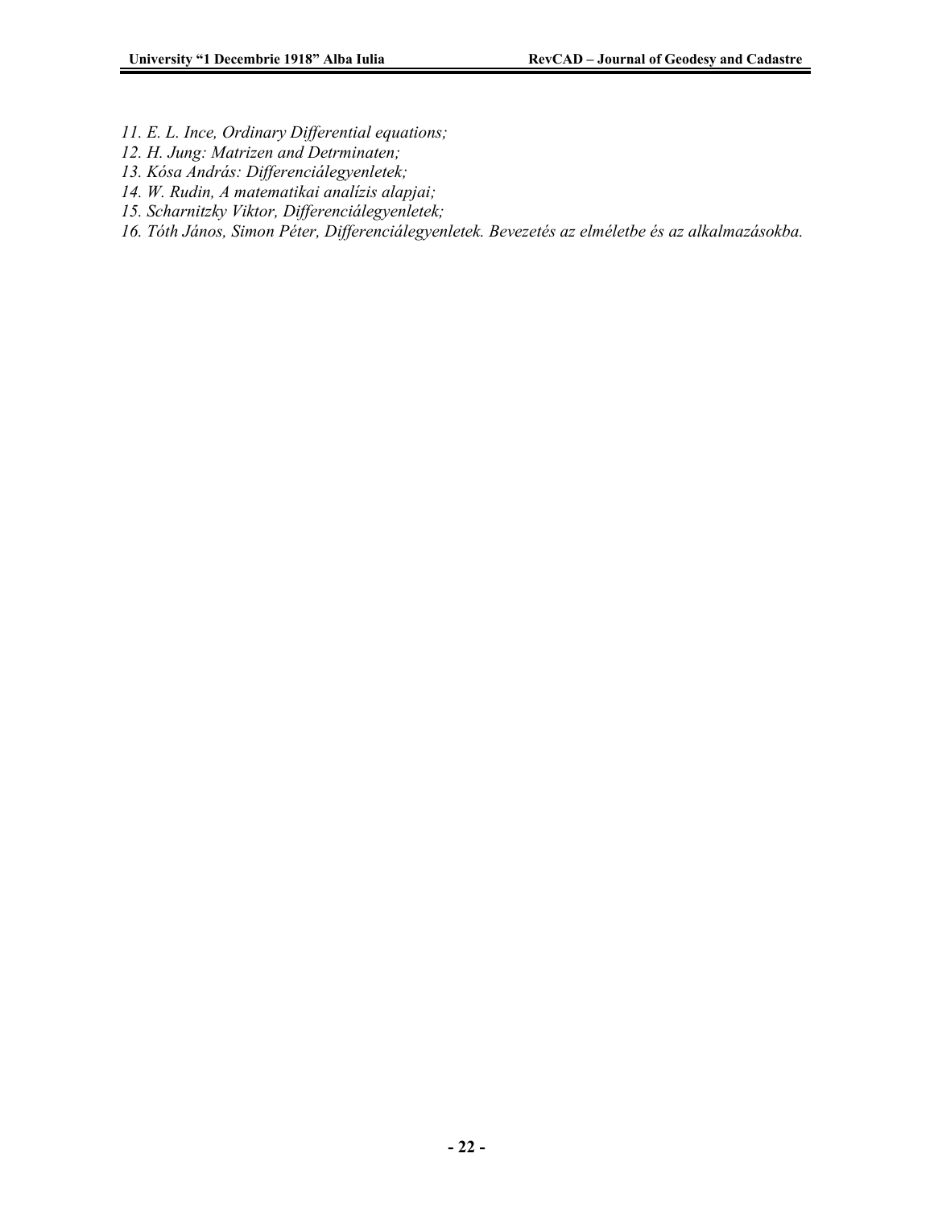*11. E. L. Ince, Ordinary Differential equations;*
*12. H. Jung: Matrizen and Detrminaten;*
*13. Kósa András: Differenciálegyenletek;*
*14. W. Rudin, A matematikai analízis alapjai;*
*15. Scharnitzky Viktor, Differenciálegyenletek;*
*16. Tóth János, Simon Péter, Differenciálegyenletek. Bevezetés az elméletbe és az alkalmazásokba.*